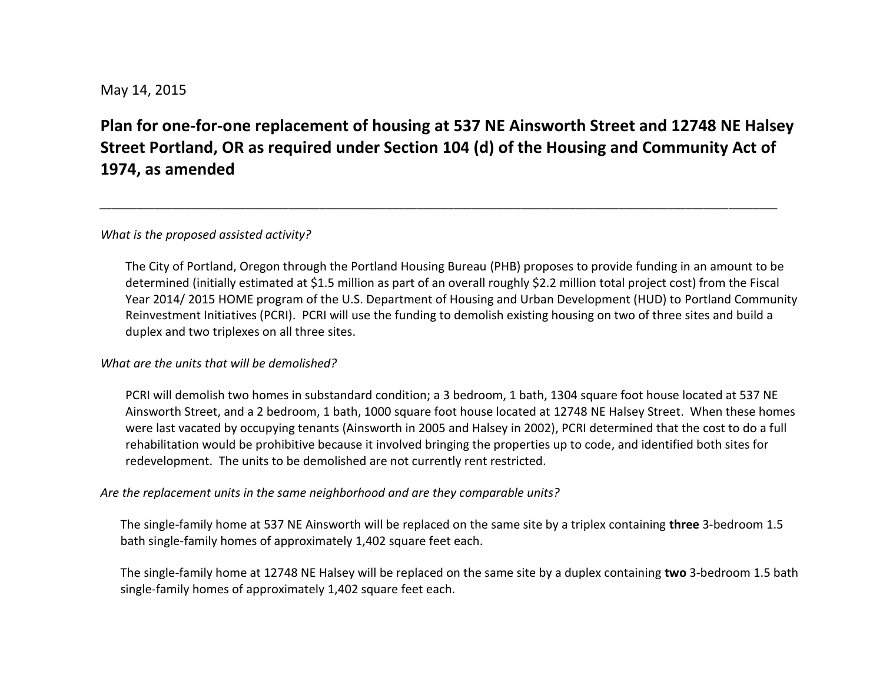May 14, 2015

# Plan for one-for-one replacement of housing at 537 NE Ainsworth Street and 12748 NE Halsey Street Portland, OR as required under Section 104 (d) of the Housing and Community Act of 1974, as amended

---

*What is the proposed assisted activity?*

The City of Portland, Oregon through the Portland Housing Bureau (PHB) proposes to provide funding in an amount to be determined (initially estimated at $1.5 million as part of an overall roughly $2.2 million total project cost) from the Fiscal Year 2014/ 2015 HOME program of the U.S. Department of Housing and Urban Development (HUD) to Portland Community Reinvestment Initiatives (PCRI). PCRI will use the funding to demolish existing housing on two of three sites and build a duplex and two triplexes on all three sites.

*What are the units that will be demolished?*

PCRI will demolish two homes in substandard condition; a 3 bedroom, 1 bath, 1304 square foot house located at 537 NE Ainsworth Street, and a 2 bedroom, 1 bath, 1000 square foot house located at 12748 NE Halsey Street. When these homes were last vacated by occupying tenants (Ainsworth in 2005 and Halsey in 2002), PCRI determined that the cost to do a full rehabilitation would be prohibitive because it involved bringing the properties up to code, and identified both sites for redevelopment. The units to be demolished are not currently rent restricted.

*Are the replacement units in the same neighborhood and are they comparable units?*

The single-family home at 537 NE Ainsworth will be replaced on the same site by a triplex containing **three** 3-bedroom 1.5 bath single-family homes of approximately 1,402 square feet each.

The single-family home at 12748 NE Halsey will be replaced on the same site by a duplex containing **two** 3-bedroom 1.5 bath single-family homes of approximately 1,402 square feet each.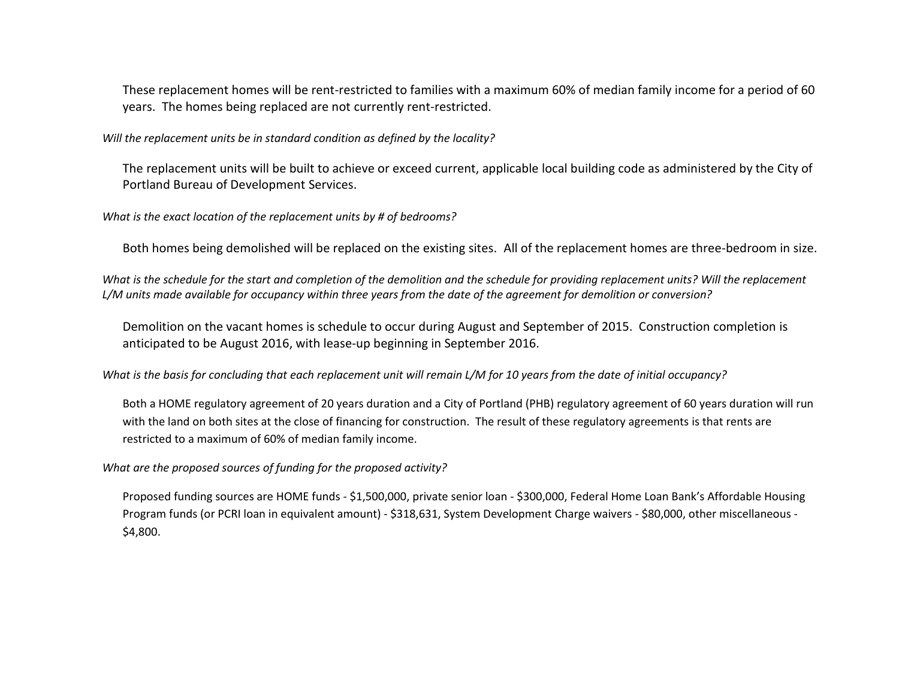These replacement homes will be rent-restricted to families with a maximum 60% of median family income for a period of 60 years. The homes being replaced are not currently rent-restricted.

*Will the replacement units be in standard condition as defined by the locality?*

The replacement units will be built to achieve or exceed current, applicable local building code as administered by the City of Portland Bureau of Development Services.

*What is the exact location of the replacement units by # of bedrooms?*

Both homes being demolished will be replaced on the existing sites. All of the replacement homes are three-bedroom in size.

*What is the schedule for the start and completion of the demolition and the schedule for providing replacement units? Will the replacement L/M units made available for occupancy within three years from the date of the agreement for demolition or conversion?*

Demolition on the vacant homes is schedule to occur during August and September of 2015. Construction completion is anticipated to be August 2016, with lease-up beginning in September 2016.

*What is the basis for concluding that each replacement unit will remain L/M for 10 years from the date of initial occupancy?*

Both a HOME regulatory agreement of 20 years duration and a City of Portland (PHB) regulatory agreement of 60 years duration will run with the land on both sites at the close of financing for construction. The result of these regulatory agreements is that rents are restricted to a maximum of 60% of median family income.

*What are the proposed sources of funding for the proposed activity?*

Proposed funding sources are HOME funds - $1,500,000, private senior loan - $300,000, Federal Home Loan Bank's Affordable Housing Program funds (or PCRI loan in equivalent amount) - $318,631, System Development Charge waivers - $80,000, other miscellaneous - $4,800.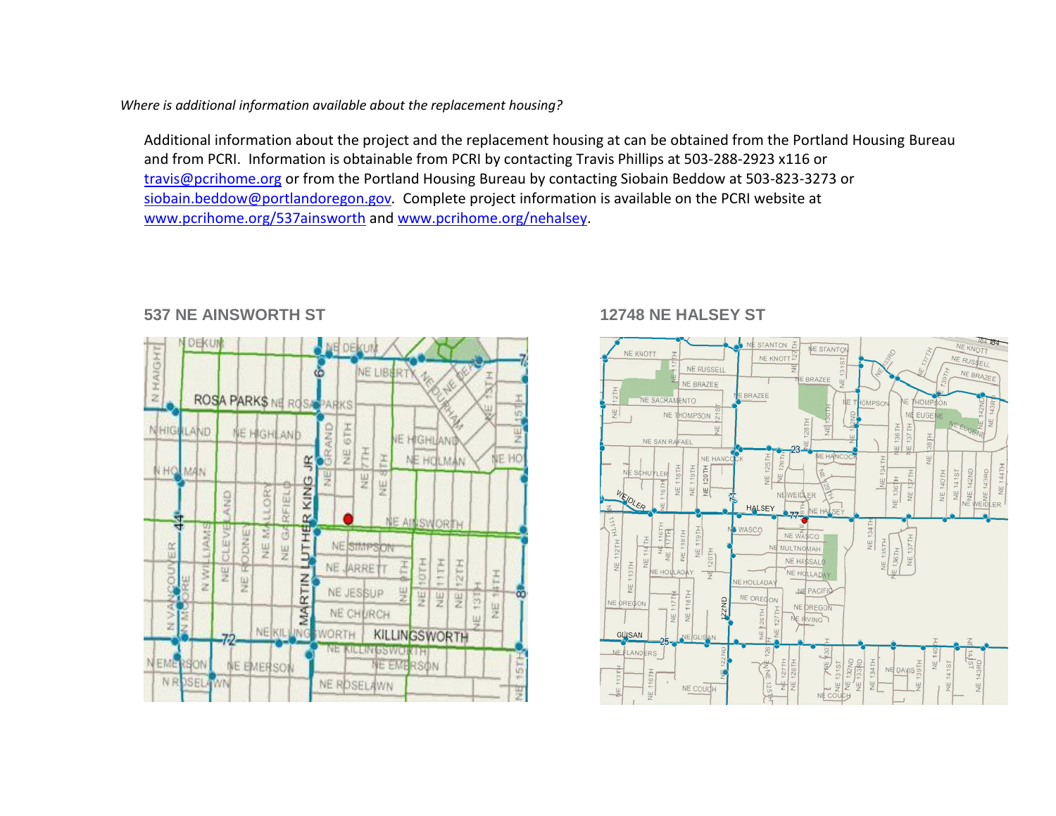*Where is additional information available about the replacement housing?*

Additional information about the project and the replacement housing at can be obtained from the Portland Housing Bureau and from PCRI. Information is obtainable from PCRI by contacting Travis Phillips at 503-288-2923 x116 or travis@pcrihome.org or from the Portland Housing Bureau by contacting Siobain Beddow at 503-823-3273 or siobain.beddow@portlandoregon.gov. Complete project information is available on the PCRI website at www.pcrihome.org/537ainsworth and www.pcrihome.org/nehalsey.

**537 NE AINSWORTH ST**

**12748 NE HALSEY ST**